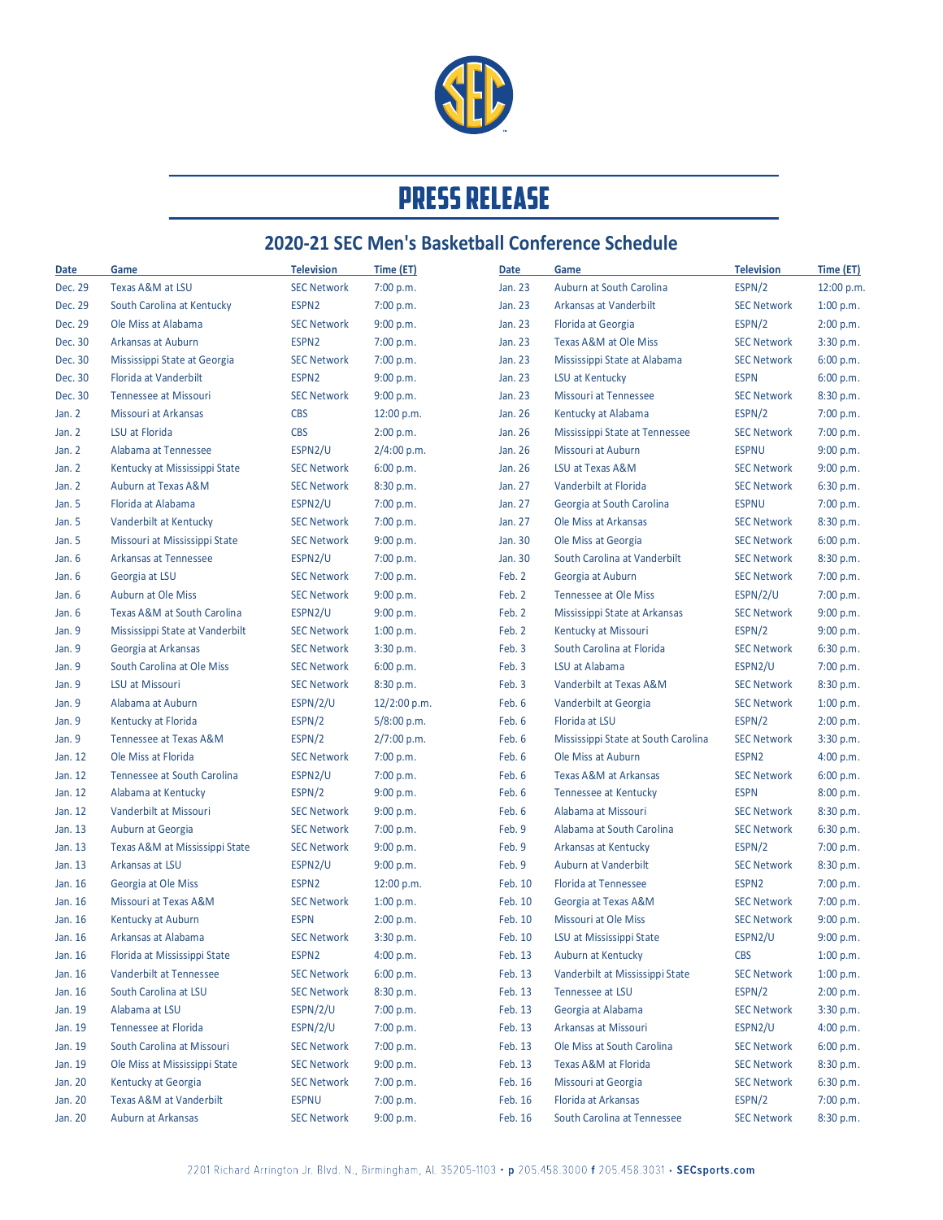# PRESS RELEASE

## 2020-21 SEC Men's Basketball Conference Schedule

| Date | Game | Television | Time (ET) |
|---|---|---|---|
| Dec. 29 | Texas A&M at LSU | SEC Network | 7:00 p.m. |
| Dec. 29 | South Carolina at Kentucky | ESPN2 | 7:00 p.m. |
| Dec. 29 | Ole Miss at Alabama | SEC Network | 9:00 p.m. |
| Dec. 30 | Arkansas at Auburn | ESPN2 | 7:00 p.m. |
| Dec. 30 | Mississippi State at Georgia | SEC Network | 7:00 p.m. |
| Dec. 30 | Florida at Vanderbilt | ESPN2 | 9:00 p.m. |
| Dec. 30 | Tennessee at Missouri | SEC Network | 9:00 p.m. |
| Jan. 2 | Missouri at Arkansas | CBS | 12:00 p.m. |
| Jan. 2 | LSU at Florida | CBS | 2:00 p.m. |
| Jan. 2 | Alabama at Tennessee | ESPN2/U | 2/4:00 p.m. |
| Jan. 2 | Kentucky at Mississippi State | SEC Network | 6:00 p.m. |
| Jan. 2 | Auburn at Texas A&M | SEC Network | 8:30 p.m. |
| Jan. 5 | Florida at Alabama | ESPN2/U | 7:00 p.m. |
| Jan. 5 | Vanderbilt at Kentucky | SEC Network | 7:00 p.m. |
| Jan. 5 | Missouri at Mississippi State | SEC Network | 9:00 p.m. |
| Jan. 6 | Arkansas at Tennessee | ESPN2/U | 7:00 p.m. |
| Jan. 6 | Georgia at LSU | SEC Network | 7:00 p.m. |
| Jan. 6 | Auburn at Ole Miss | SEC Network | 9:00 p.m. |
| Jan. 6 | Texas A&M at South Carolina | ESPN2/U | 9:00 p.m. |
| Jan. 9 | Mississippi State at Vanderbilt | SEC Network | 1:00 p.m. |
| Jan. 9 | Georgia at Arkansas | SEC Network | 3:30 p.m. |
| Jan. 9 | South Carolina at Ole Miss | SEC Network | 6:00 p.m. |
| Jan. 9 | LSU at Missouri | SEC Network | 8:30 p.m. |
| Jan. 9 | Alabama at Auburn | ESPN/2/U | 12/2:00 p.m. |
| Jan. 9 | Kentucky at Florida | ESPN/2 | 5/8:00 p.m. |
| Jan. 9 | Tennessee at Texas A&M | ESPN/2 | 2/7:00 p.m. |
| Jan. 12 | Ole Miss at Florida | SEC Network | 7:00 p.m. |
| Jan. 12 | Tennessee at South Carolina | ESPN2/U | 7:00 p.m. |
| Jan. 12 | Alabama at Kentucky | ESPN/2 | 9:00 p.m. |
| Jan. 12 | Vanderbilt at Missouri | SEC Network | 9:00 p.m. |
| Jan. 13 | Auburn at Georgia | SEC Network | 7:00 p.m. |
| Jan. 13 | Texas A&M at Mississippi State | SEC Network | 9:00 p.m. |
| Jan. 13 | Arkansas at LSU | ESPN2/U | 9:00 p.m. |
| Jan. 16 | Georgia at Ole Miss | ESPN2 | 12:00 p.m. |
| Jan. 16 | Missouri at Texas A&M | SEC Network | 1:00 p.m. |
| Jan. 16 | Kentucky at Auburn | ESPN | 2:00 p.m. |
| Jan. 16 | Arkansas at Alabama | SEC Network | 3:30 p.m. |
| Jan. 16 | Florida at Mississippi State | ESPN2 | 4:00 p.m. |
| Jan. 16 | Vanderbilt at Tennessee | SEC Network | 6:00 p.m. |
| Jan. 16 | South Carolina at LSU | SEC Network | 8:30 p.m. |
| Jan. 19 | Alabama at LSU | ESPN/2/U | 7:00 p.m. |
| Jan. 19 | Tennessee at Florida | ESPN/2/U | 7:00 p.m. |
| Jan. 19 | South Carolina at Missouri | SEC Network | 7:00 p.m. |
| Jan. 19 | Ole Miss at Mississippi State | SEC Network | 9:00 p.m. |
| Jan. 20 | Kentucky at Georgia | SEC Network | 7:00 p.m. |
| Jan. 20 | Texas A&M at Vanderbilt | ESPNU | 7:00 p.m. |
| Jan. 20 | Auburn at Arkansas | SEC Network | 9:00 p.m. |
| Jan. 23 | Auburn at South Carolina | ESPN/2 | 12:00 p.m. |
| Jan. 23 | Arkansas at Vanderbilt | SEC Network | 1:00 p.m. |
| Jan. 23 | Florida at Georgia | ESPN/2 | 2:00 p.m. |
| Jan. 23 | Texas A&M at Ole Miss | SEC Network | 3:30 p.m. |
| Jan. 23 | Mississippi State at Alabama | SEC Network | 6:00 p.m. |
| Jan. 23 | LSU at Kentucky | ESPN | 6:00 p.m. |
| Jan. 23 | Missouri at Tennessee | SEC Network | 8:30 p.m. |
| Jan. 26 | Kentucky at Alabama | ESPN/2 | 7:00 p.m. |
| Jan. 26 | Mississippi State at Tennessee | SEC Network | 7:00 p.m. |
| Jan. 26 | Missouri at Auburn | ESPNU | 9:00 p.m. |
| Jan. 26 | LSU at Texas A&M | SEC Network | 9:00 p.m. |
| Jan. 27 | Vanderbilt at Florida | SEC Network | 6:30 p.m. |
| Jan. 27 | Georgia at South Carolina | ESPNU | 7:00 p.m. |
| Jan. 27 | Ole Miss at Arkansas | SEC Network | 8:30 p.m. |
| Jan. 30 | Ole Miss at Georgia | SEC Network | 6:00 p.m. |
| Jan. 30 | South Carolina at Vanderbilt | SEC Network | 8:30 p.m. |
| Feb. 2 | Georgia at Auburn | SEC Network | 7:00 p.m. |
| Feb. 2 | Tennessee at Ole Miss | ESPN/2/U | 7:00 p.m. |
| Feb. 2 | Mississippi State at Arkansas | SEC Network | 9:00 p.m. |
| Feb. 2 | Kentucky at Missouri | ESPN/2 | 9:00 p.m. |
| Feb. 3 | South Carolina at Florida | SEC Network | 6:30 p.m. |
| Feb. 3 | LSU at Alabama | ESPN2/U | 7:00 p.m. |
| Feb. 3 | Vanderbilt at Texas A&M | SEC Network | 8:30 p.m. |
| Feb. 6 | Vanderbilt at Georgia | SEC Network | 1:00 p.m. |
| Feb. 6 | Florida at LSU | ESPN/2 | 2:00 p.m. |
| Feb. 6 | Mississippi State at South Carolina | SEC Network | 3:30 p.m. |
| Feb. 6 | Ole Miss at Auburn | ESPN2 | 4:00 p.m. |
| Feb. 6 | Texas A&M at Arkansas | SEC Network | 6:00 p.m. |
| Feb. 6 | Tennessee at Kentucky | ESPN | 8:00 p.m. |
| Feb. 6 | Alabama at Missouri | SEC Network | 8:30 p.m. |
| Feb. 9 | Alabama at South Carolina | SEC Network | 6:30 p.m. |
| Feb. 9 | Arkansas at Kentucky | ESPN/2 | 7:00 p.m. |
| Feb. 9 | Auburn at Vanderbilt | SEC Network | 8:30 p.m. |
| Feb. 10 | Florida at Tennessee | ESPN2 | 7:00 p.m. |
| Feb. 10 | Georgia at Texas A&M | SEC Network | 7:00 p.m. |
| Feb. 10 | Missouri at Ole Miss | SEC Network | 9:00 p.m. |
| Feb. 10 | LSU at Mississippi State | ESPN2/U | 9:00 p.m. |
| Feb. 13 | Auburn at Kentucky | CBS | 1:00 p.m. |
| Feb. 13 | Vanderbilt at Mississippi State | SEC Network | 1:00 p.m. |
| Feb. 13 | Tennessee at LSU | ESPN/2 | 2:00 p.m. |
| Feb. 13 | Georgia at Alabama | SEC Network | 3:30 p.m. |
| Feb. 13 | Arkansas at Missouri | ESPN2/U | 4:00 p.m. |
| Feb. 13 | Ole Miss at South Carolina | SEC Network | 6:00 p.m. |
| Feb. 13 | Texas A&M at Florida | SEC Network | 8:30 p.m. |
| Feb. 16 | Missouri at Georgia | SEC Network | 6:30 p.m. |
| Feb. 16 | Florida at Arkansas | ESPN/2 | 7:00 p.m. |
| Feb. 16 | South Carolina at Tennessee | SEC Network | 8:30 p.m. |

2201 Richard Arrington Jr. Blvd. N., Birmingham, AL 35205-1103 • **p** 205.458.3000 **f** 205.458.3031 • **SECsports.com**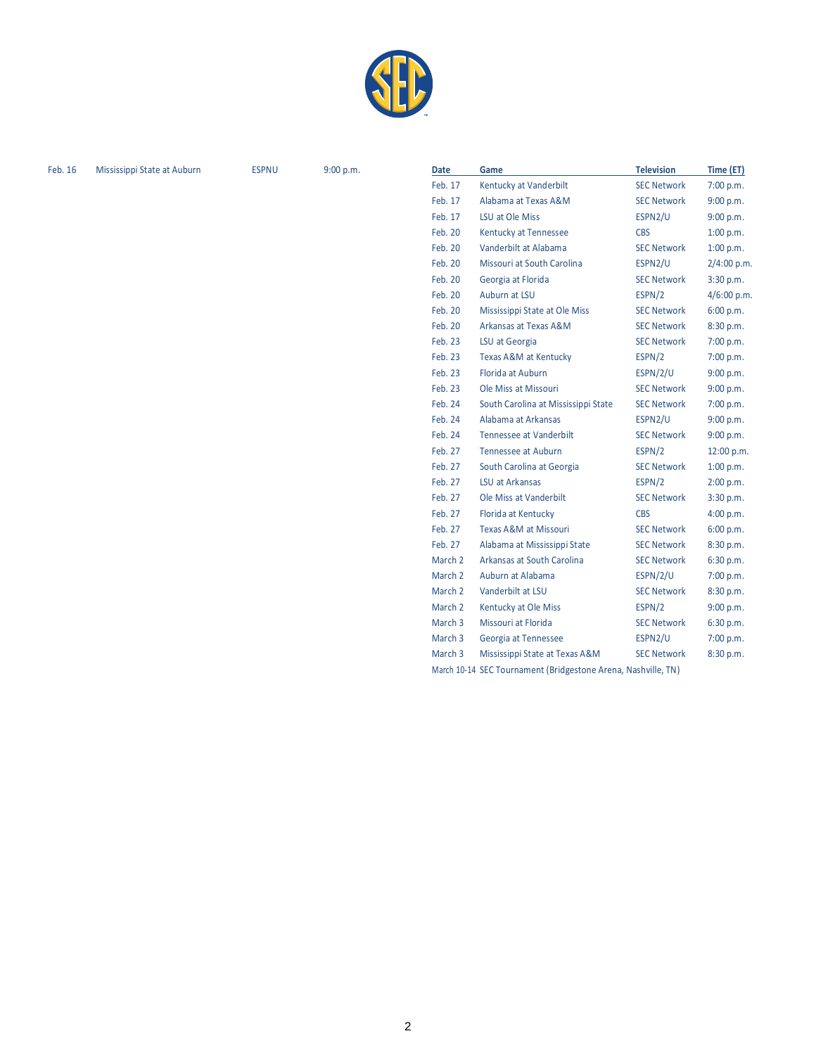| | | | |
|---|---|---|---|
| Feb. 16 | Mississippi State at Auburn | ESPNU | 9:00 p.m. |

| Date | Game | Television | Time (ET) |
|---|---|---|---|
| Feb. 17 | Kentucky at Vanderbilt | SEC Network | 7:00 p.m. |
| Feb. 17 | Alabama at Texas A&M | SEC Network | 9:00 p.m. |
| Feb. 17 | LSU at Ole Miss | ESPN2/U | 9:00 p.m. |
| Feb. 20 | Kentucky at Tennessee | CBS | 1:00 p.m. |
| Feb. 20 | Vanderbilt at Alabama | SEC Network | 1:00 p.m. |
| Feb. 20 | Missouri at South Carolina | ESPN2/U | 2/4:00 p.m. |
| Feb. 20 | Georgia at Florida | SEC Network | 3:30 p.m. |
| Feb. 20 | Auburn at LSU | ESPN/2 | 4/6:00 p.m. |
| Feb. 20 | Mississippi State at Ole Miss | SEC Network | 6:00 p.m. |
| Feb. 20 | Arkansas at Texas A&M | SEC Network | 8:30 p.m. |
| Feb. 23 | LSU at Georgia | SEC Network | 7:00 p.m. |
| Feb. 23 | Texas A&M at Kentucky | ESPN/2 | 7:00 p.m. |
| Feb. 23 | Florida at Auburn | ESPN/2/U | 9:00 p.m. |
| Feb. 23 | Ole Miss at Missouri | SEC Network | 9:00 p.m. |
| Feb. 24 | South Carolina at Mississippi State | SEC Network | 7:00 p.m. |
| Feb. 24 | Alabama at Arkansas | ESPN2/U | 9:00 p.m. |
| Feb. 24 | Tennessee at Vanderbilt | SEC Network | 9:00 p.m. |
| Feb. 27 | Tennessee at Auburn | ESPN/2 | 12:00 p.m. |
| Feb. 27 | South Carolina at Georgia | SEC Network | 1:00 p.m. |
| Feb. 27 | LSU at Arkansas | ESPN/2 | 2:00 p.m. |
| Feb. 27 | Ole Miss at Vanderbilt | SEC Network | 3:30 p.m. |
| Feb. 27 | Florida at Kentucky | CBS | 4:00 p.m. |
| Feb. 27 | Texas A&M at Missouri | SEC Network | 6:00 p.m. |
| Feb. 27 | Alabama at Mississippi State | SEC Network | 8:30 p.m. |
| March 2 | Arkansas at South Carolina | SEC Network | 6:30 p.m. |
| March 2 | Auburn at Alabama | ESPN/2/U | 7:00 p.m. |
| March 2 | Vanderbilt at LSU | SEC Network | 8:30 p.m. |
| March 2 | Kentucky at Ole Miss | ESPN/2 | 9:00 p.m. |
| March 3 | Missouri at Florida | SEC Network | 6:30 p.m. |
| March 3 | Georgia at Tennessee | ESPN2/U | 7:00 p.m. |
| March 3 | Mississippi State at Texas A&M | SEC Network | 8:30 p.m. |
| March 10-14 | SEC Tournament (Bridgestone Arena, Nashville, TN) | | |